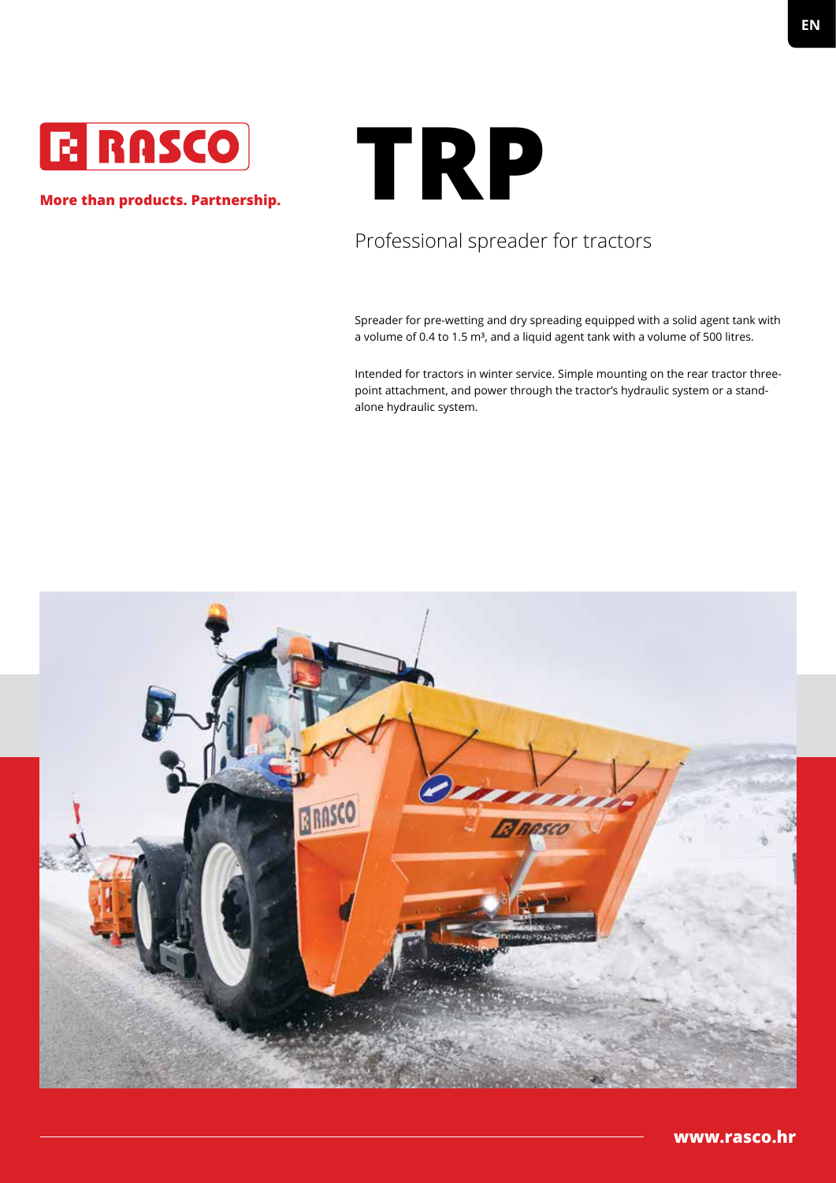EN

RASCO

**More than products. Partnership.**

# TRP

## Professional spreader for tractors

Spreader for pre-wetting and dry spreading equipped with a solid agent tank with a volume of 0.4 to 1.5 m³, and a liquid agent tank with a volume of 500 litres.

Intended for tractors in winter service. Simple mounting on the rear tractor three-point attachment, and power through the tractor's hydraulic system or a stand-alone hydraulic system.

**www.rasco.hr**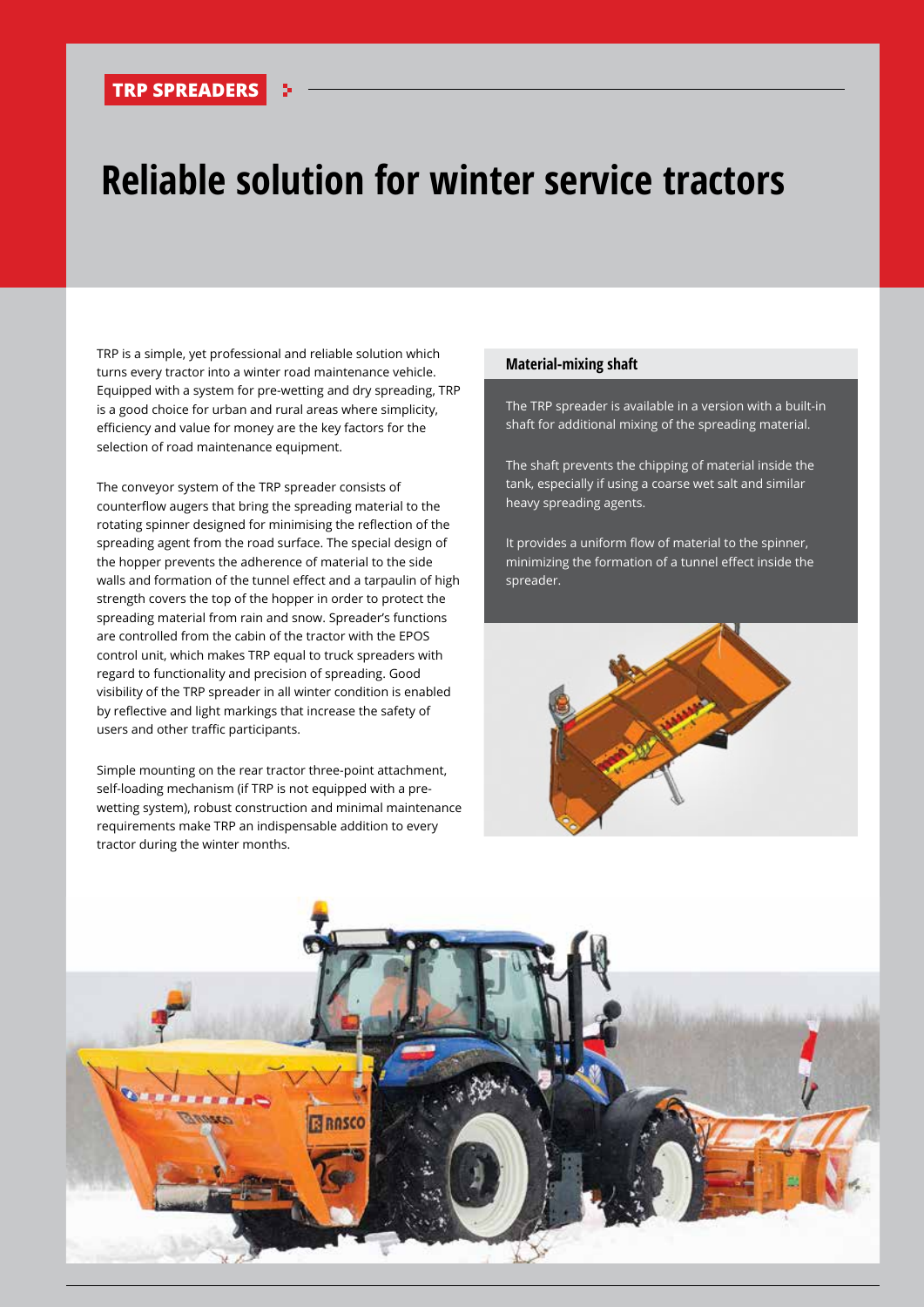TRP SPREADERS

# Reliable solution for winter service tractors

TRP is a simple, yet professional and reliable solution which turns every tractor into a winter road maintenance vehicle. Equipped with a system for pre-wetting and dry spreading, TRP is a good choice for urban and rural areas where simplicity, efficiency and value for money are the key factors for the selection of road maintenance equipment.

The conveyor system of the TRP spreader consists of counterflow augers that bring the spreading material to the rotating spinner designed for minimising the reflection of the spreading agent from the road surface. The special design of the hopper prevents the adherence of material to the side walls and formation of the tunnel effect and a tarpaulin of high strength covers the top of the hopper in order to protect the spreading material from rain and snow. Spreader's functions are controlled from the cabin of the tractor with the EPOS control unit, which makes TRP equal to truck spreaders with regard to functionality and precision of spreading. Good visibility of the TRP spreader in all winter condition is enabled by reflective and light markings that increase the safety of users and other traffic participants.

Simple mounting on the rear tractor three-point attachment, self-loading mechanism (if TRP is not equipped with a pre-wetting system), robust construction and minimal maintenance requirements make TRP an indispensable addition to every tractor during the winter months.

### Material-mixing shaft

The TRP spreader is available in a version with a built-in shaft for additional mixing of the spreading material.

The shaft prevents the chipping of material inside the tank, especially if using a coarse wet salt and similar heavy spreading agents.

It provides a uniform flow of material to the spinner, minimizing the formation of a tunnel effect inside the spreader.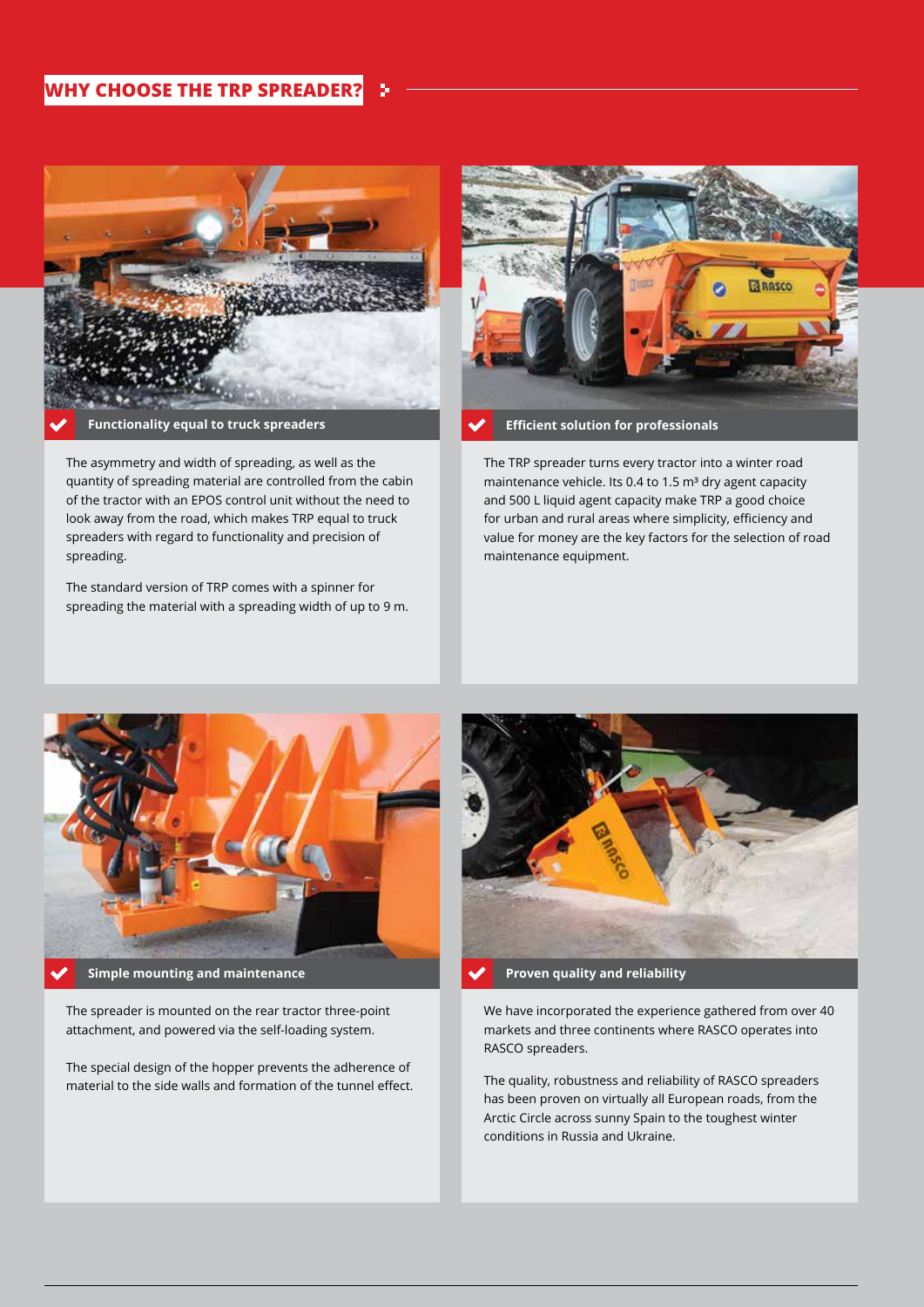## WHY CHOOSE THE TRP SPREADER?

### Functionality equal to truck spreaders

The asymmetry and width of spreading, as well as the quantity of spreading material are controlled from the cabin of the tractor with an EPOS control unit without the need to look away from the road, which makes TRP equal to truck spreaders with regard to functionality and precision of spreading.

The standard version of TRP comes with a spinner for spreading the material with a spreading width of up to 9 m.

### Efficient solution for professionals

The TRP spreader turns every tractor into a winter road maintenance vehicle. Its 0.4 to 1.5 m³ dry agent capacity and 500 L liquid agent capacity make TRP a good choice for urban and rural areas where simplicity, efficiency and value for money are the key factors for the selection of road maintenance equipment.

### Simple mounting and maintenance

The spreader is mounted on the rear tractor three-point attachment, and powered via the self-loading system.

The special design of the hopper prevents the adherence of material to the side walls and formation of the tunnel effect.

### Proven quality and reliability

We have incorporated the experience gathered from over 40 markets and three continents where RASCO operates into RASCO spreaders.

The quality, robustness and reliability of RASCO spreaders has been proven on virtually all European roads, from the Arctic Circle across sunny Spain to the toughest winter conditions in Russia and Ukraine.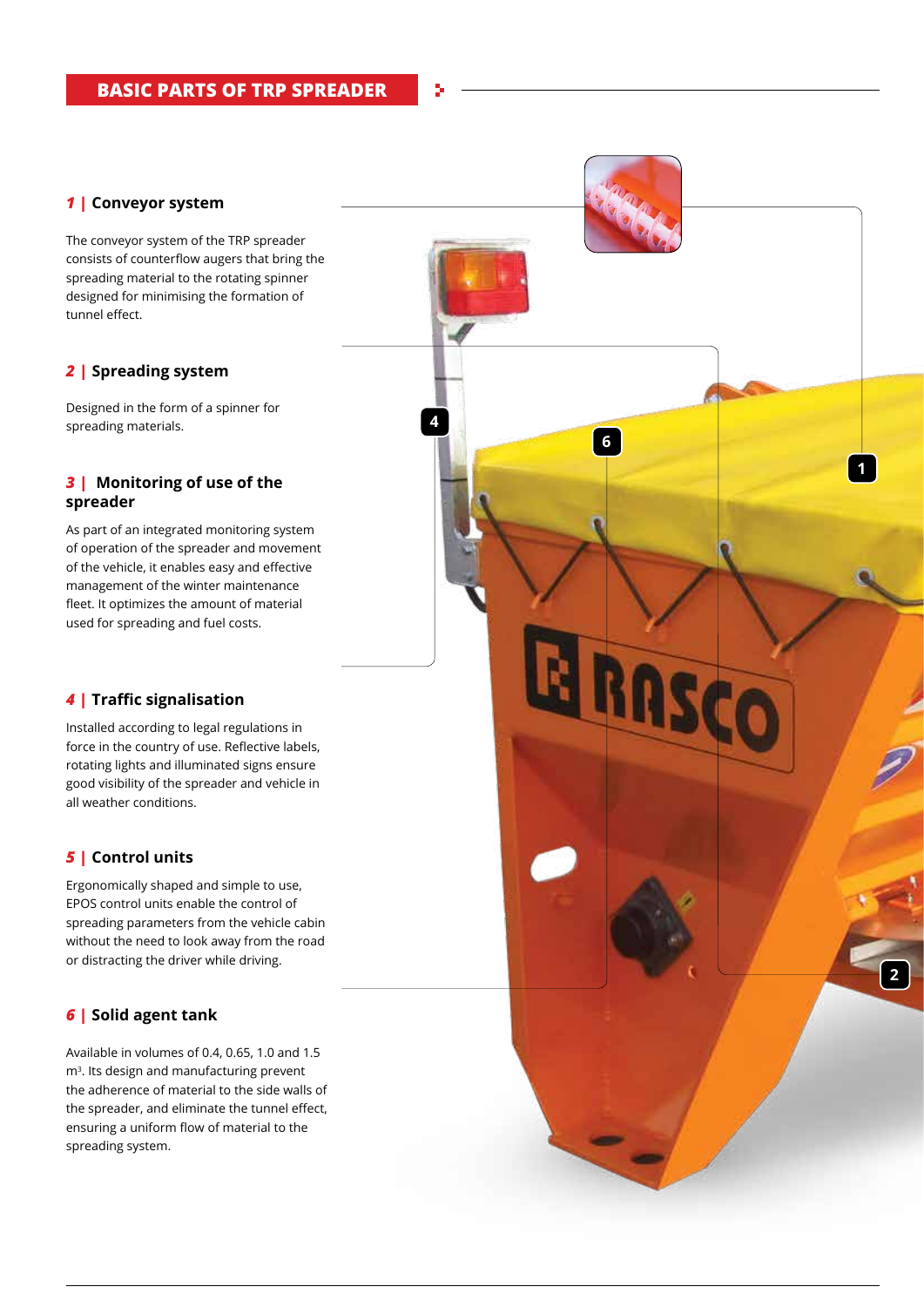## BASIC PARTS OF TRP SPREADER

### 1 | Conveyor system

The conveyor system of the TRP spreader consists of counterflow augers that bring the spreading material to the rotating spinner designed for minimising the formation of tunnel effect.

### 2 | Spreading system

Designed in the form of a spinner for spreading materials.

### 3 | Monitoring of use of the spreader

As part of an integrated monitoring system of operation of the spreader and movement of the vehicle, it enables easy and effective management of the winter maintenance fleet. It optimizes the amount of material used for spreading and fuel costs.

### 4 | Traffic signalisation

Installed according to legal regulations in force in the country of use. Reflective labels, rotating lights and illuminated signs ensure good visibility of the spreader and vehicle in all weather conditions.

### 5 | Control units

Ergonomically shaped and simple to use, EPOS control units enable the control of spreading parameters from the vehicle cabin without the need to look away from the road or distracting the driver while driving.

### 6 | Solid agent tank

Available in volumes of 0.4, 0.65, 1.0 and 1.5 $m^3$. Its design and manufacturing prevent the adherence of material to the side walls of the spreader, and eliminate the tunnel effect, ensuring a uniform flow of material to the spreading system.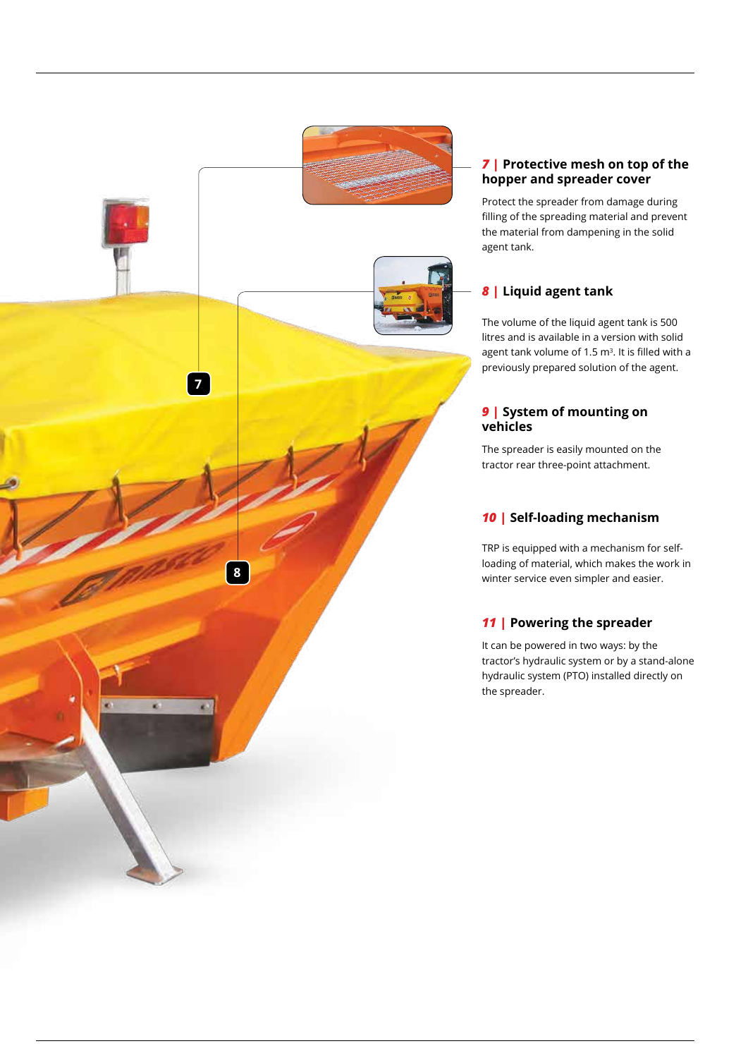### 7 | Protective mesh on top of the hopper and spreader cover

Protect the spreader from damage during filling of the spreading material and prevent the material from dampening in the solid agent tank.

### 8 | Liquid agent tank

The volume of the liquid agent tank is 500 litres and is available in a version with solid agent tank volume of 1.5 m$^3$. It is filled with a previously prepared solution of the agent.

### 9 | System of mounting on vehicles

The spreader is easily mounted on the tractor rear three-point attachment.

### 10 | Self-loading mechanism

TRP is equipped with a mechanism for self-loading of material, which makes the work in winter service even simpler and easier.

### 11 | Powering the spreader

It can be powered in two ways: by the tractor's hydraulic system or by a stand-alone hydraulic system (PTO) installed directly on the spreader.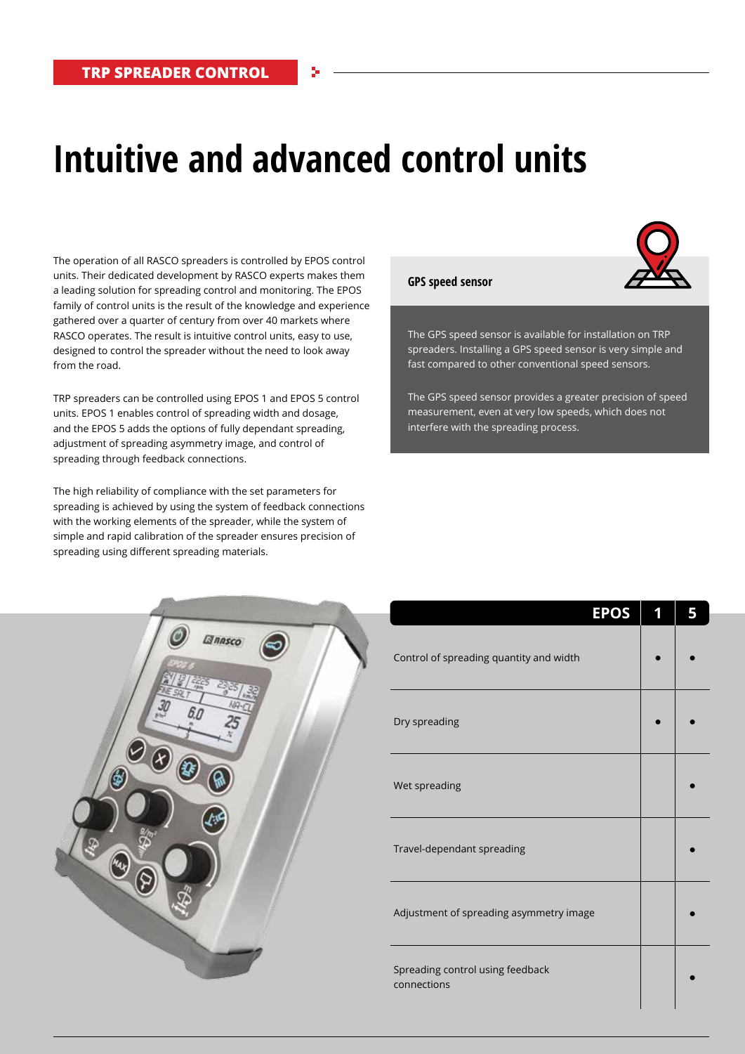TRP SPREADER CONTROL

# Intuitive and advanced control units

The operation of all RASCO spreaders is controlled by EPOS control units. Their dedicated development by RASCO experts makes them a leading solution for spreading control and monitoring. The EPOS family of control units is the result of the knowledge and experience gathered over a quarter of century from over 40 markets where RASCO operates. The result is intuitive control units, easy to use, designed to control the spreader without the need to look away from the road.

TRP spreaders can be controlled using EPOS 1 and EPOS 5 control units. EPOS 1 enables control of spreading width and dosage, and the EPOS 5 adds the options of fully dependant spreading, adjustment of spreading asymmetry image, and control of spreading through feedback connections.

The high reliability of compliance with the set parameters for spreading is achieved by using the system of feedback connections with the working elements of the spreader, while the system of simple and rapid calibration of the spreader ensures precision of spreading using different spreading materials.

## GPS speed sensor

The GPS speed sensor is available for installation on TRP spreaders. Installing a GPS speed sensor is very simple and fast compared to other conventional speed sensors.

The GPS speed sensor provides a greater precision of speed measurement, even at very low speeds, which does not interfere with the spreading process.

| EPOS | 1 | 5 |
|---|---|---|
| Control of spreading quantity and width | ● | ● |
| Dry spreading | ● | ● |
| Wet spreading | | ● |
| Travel-dependant spreading | | ● |
| Adjustment of spreading asymmetry image | | ● |
| Spreading control using feedback connections | | ● |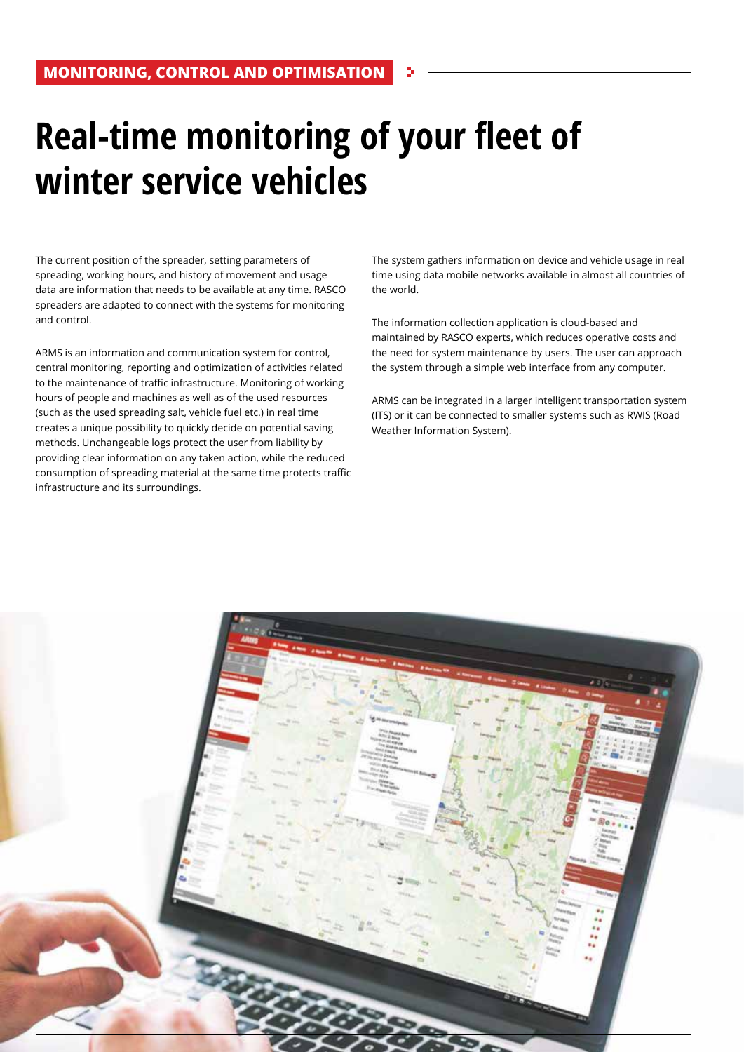MONITORING, CONTROL AND OPTIMISATION

# Real-time monitoring of your fleet of winter service vehicles

The current position of the spreader, setting parameters of spreading, working hours, and history of movement and usage data are information that needs to be available at any time. RASCO spreaders are adapted to connect with the systems for monitoring and control.

ARMS is an information and communication system for control, central monitoring, reporting and optimization of activities related to the maintenance of traffic infrastructure. Monitoring of working hours of people and machines as well as of the used resources (such as the used spreading salt, vehicle fuel etc.) in real time creates a unique possibility to quickly decide on potential saving methods. Unchangeable logs protect the user from liability by providing clear information on any taken action, while the reduced consumption of spreading material at the same time protects traffic infrastructure and its surroundings.

The system gathers information on device and vehicle usage in real time using data mobile networks available in almost all countries of the world.

The information collection application is cloud-based and maintained by RASCO experts, which reduces operative costs and the need for system maintenance by users. The user can approach the system through a simple web interface from any computer.

ARMS can be integrated in a larger intelligent transportation system (ITS) or it can be connected to smaller systems such as RWIS (Road Weather Information System).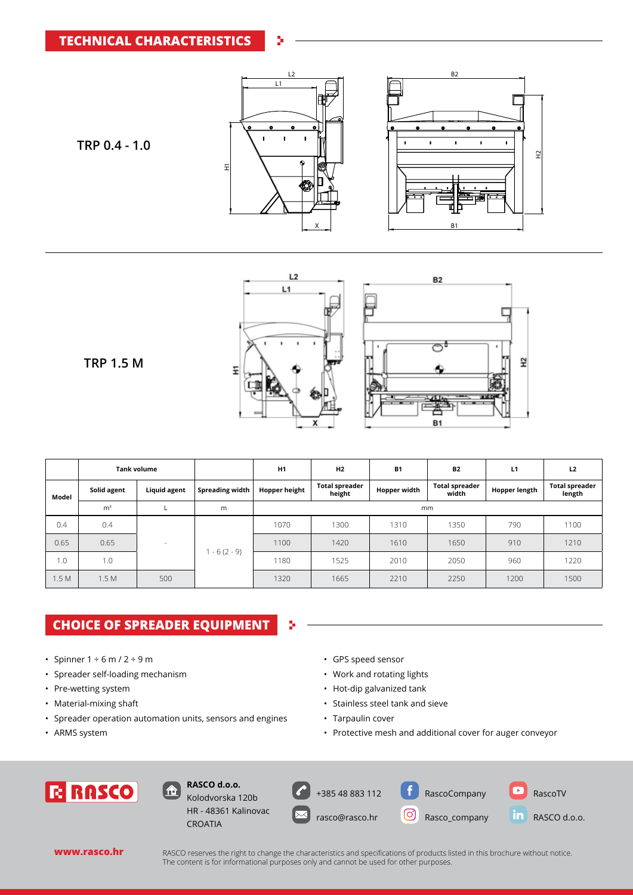## TECHNICAL CHARACTERISTICS

TRP 0.4 - 1.0

L2
L1
H1
X
B2
H2
B1

TRP 1.5 M

L2
L1
H1
X
B2
H2
B1

| | Tank volume | | | H1 | H2 | B1 | B2 | L1 | L2 |
|---|---|---|---|---|---|---|---|---|---|
| Model | Solid agent | Liquid agent | Spreading width | Hopper height | Total spreader height | Hopper width | Total spreader width | Hopper length | Total spreader length |
| | m³ | L | m | mm | | | | | |
| 0.4 | 0.4 | - | 1 - 6 (2 - 9) | 1070 | 1300 | 1310 | 1350 | 790 | 1100 |
| 0.65 | 0.65 | - | 1 - 6 (2 - 9) | 1100 | 1420 | 1610 | 1650 | 910 | 1210 |
| 1.0 | 1.0 | - | 1 - 6 (2 - 9) | 1180 | 1525 | 2010 | 2050 | 960 | 1220 |
| 1.5 M | 1.5 M | 500 | 1 - 6 (2 - 9) | 1320 | 1665 | 2210 | 2250 | 1200 | 1500 |

## CHOICE OF SPREADER EQUIPMENT

- Spinner 1 ÷ 6 m / 2 ÷ 9 m
- Spreader self-loading mechanism
- Pre-wetting system
- Material-mixing shaft
- Spreader operation automation units, sensors and engines
- ARMS system
- GPS speed sensor
- Work and rotating lights
- Hot-dip galvanized tank
- Stainless steel tank and sieve
- Tarpaulin cover
- Protective mesh and additional cover for auger conveyor

RASCO

**RASCO d.o.o.**
Kolodvorska 120b
HR - 48361 Kalinovac
CROATIA

+385 48 883 112
rasco@rasco.hr

RascoCompany
Rasco_company

RascoTV
RASCO d.o.o.

**www.rasco.hr**

RASCO reserves the right to change the characteristics and specifications of products listed in this brochure without notice. The content is for informational purposes only and cannot be used for other purposes.